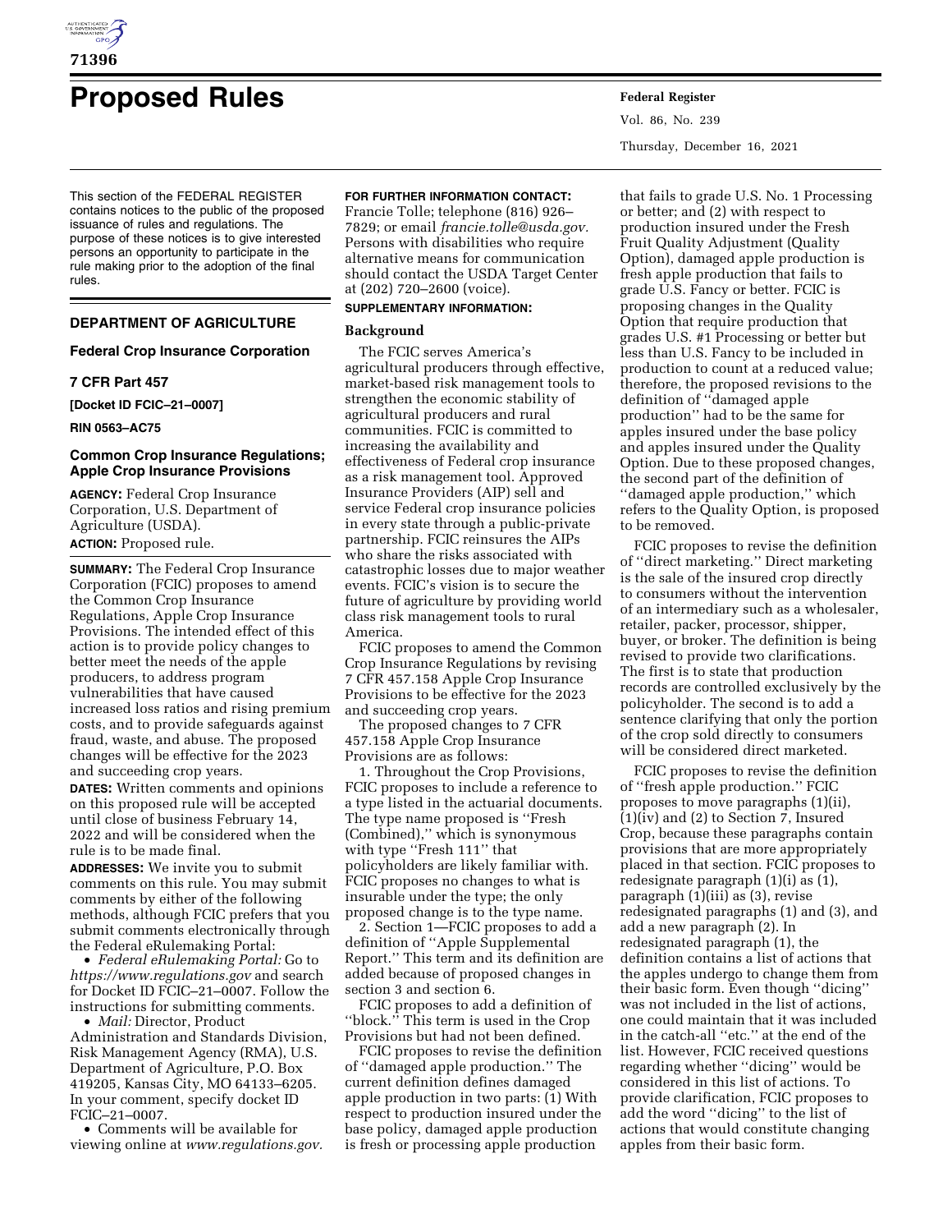# Proposed Rules

This section of the FEDERAL REGISTER contains notices to the public of the proposed issuance of rules and regulations. The purpose of these notices is to give interested persons an opportunity to participate in the rule making prior to the adoption of the final rules.

## DEPARTMENT OF AGRICULTURE

### Federal Crop Insurance Corporation

### 7 CFR Part 457

**[Docket ID FCIC–21–0007]**

**RIN 0563–AC75**

### Common Crop Insurance Regulations; Apple Crop Insurance Provisions

**AGENCY:** Federal Crop Insurance Corporation, U.S. Department of Agriculture (USDA).

**ACTION:** Proposed rule.

**SUMMARY:** The Federal Crop Insurance Corporation (FCIC) proposes to amend the Common Crop Insurance Regulations, Apple Crop Insurance Provisions. The intended effect of this action is to provide policy changes to better meet the needs of the apple producers, to address program vulnerabilities that have caused increased loss ratios and rising premium costs, and to provide safeguards against fraud, waste, and abuse. The proposed changes will be effective for the 2023 and succeeding crop years.

**DATES:** Written comments and opinions on this proposed rule will be accepted until close of business February 14, 2022 and will be considered when the rule is to be made final.

**ADDRESSES:** We invite you to submit comments on this rule. You may submit comments by either of the following methods, although FCIC prefers that you submit comments electronically through the Federal eRulemaking Portal:

- *Federal eRulemaking Portal:* Go to *https://www.regulations.gov* and search for Docket ID FCIC–21–0007. Follow the instructions for submitting comments.
- *Mail:* Director, Product Administration and Standards Division, Risk Management Agency (RMA), U.S. Department of Agriculture, P.O. Box 419205, Kansas City, MO 64133–6205. In your comment, specify docket ID FCIC–21–0007.
- Comments will be available for viewing online at *www.regulations.gov.*

**FOR FURTHER INFORMATION CONTACT:** Francie Tolle; telephone (816) 926–7829; or email *francie.tolle@usda.gov.* Persons with disabilities who require alternative means for communication should contact the USDA Target Center at (202) 720–2600 (voice).

**SUPPLEMENTARY INFORMATION:**

#### Background

The FCIC serves America's agricultural producers through effective, market-based risk management tools to strengthen the economic stability of agricultural producers and rural communities. FCIC is committed to increasing the availability and effectiveness of Federal crop insurance as a risk management tool. Approved Insurance Providers (AIP) sell and service Federal crop insurance policies in every state through a public-private partnership. FCIC reinsures the AIPs who share the risks associated with catastrophic losses due to major weather events. FCIC's vision is to secure the future of agriculture by providing world class risk management tools to rural America.

FCIC proposes to amend the Common Crop Insurance Regulations by revising 7 CFR 457.158 Apple Crop Insurance Provisions to be effective for the 2023 and succeeding crop years.

The proposed changes to 7 CFR 457.158 Apple Crop Insurance Provisions are as follows:

1. Throughout the Crop Provisions, FCIC proposes to include a reference to a type listed in the actuarial documents. The type name proposed is ''Fresh (Combined),'' which is synonymous with type ''Fresh 111'' that policyholders are likely familiar with. FCIC proposes no changes to what is insurable under the type; the only proposed change is to the type name.

2. Section 1—FCIC proposes to add a definition of ''Apple Supplemental Report.'' This term and its definition are added because of proposed changes in section 3 and section 6.

FCIC proposes to add a definition of ''block.'' This term is used in the Crop Provisions but had not been defined.

FCIC proposes to revise the definition of ''damaged apple production.'' The current definition defines damaged apple production in two parts: (1) With respect to production insured under the base policy, damaged apple production is fresh or processing apple production that fails to grade U.S. No. 1 Processing or better; and (2) with respect to production insured under the Fresh Fruit Quality Adjustment (Quality Option), damaged apple production is fresh apple production that fails to grade U.S. Fancy or better. FCIC is proposing changes in the Quality Option that require production that grades U.S. #1 Processing or better but less than U.S. Fancy to be included in production to count at a reduced value; therefore, the proposed revisions to the definition of ''damaged apple production'' had to be the same for apples insured under the base policy and apples insured under the Quality Option. Due to these proposed changes, the second part of the definition of ''damaged apple production,'' which refers to the Quality Option, is proposed to be removed.

FCIC proposes to revise the definition of ''direct marketing.'' Direct marketing is the sale of the insured crop directly to consumers without the intervention of an intermediary such as a wholesaler, retailer, packer, processor, shipper, buyer, or broker. The definition is being revised to provide two clarifications. The first is to state that production records are controlled exclusively by the policyholder. The second is to add a sentence clarifying that only the portion of the crop sold directly to consumers will be considered direct marketed.

FCIC proposes to revise the definition of ''fresh apple production.'' FCIC proposes to move paragraphs (1)(ii), (1)(iv) and (2) to Section 7, Insured Crop, because these paragraphs contain provisions that are more appropriately placed in that section. FCIC proposes to redesignate paragraph (1)(i) as (1), paragraph (1)(iii) as (3), revise redesignated paragraphs (1) and (3), and add a new paragraph (2). In redesignated paragraph (1), the definition contains a list of actions that the apples undergo to change them from their basic form. Even though ''dicing'' was not included in the list of actions, one could maintain that it was included in the catch-all ''etc.'' at the end of the list. However, FCIC received questions regarding whether ''dicing'' would be considered in this list of actions. To provide clarification, FCIC proposes to add the word ''dicing'' to the list of actions that would constitute changing apples from their basic form.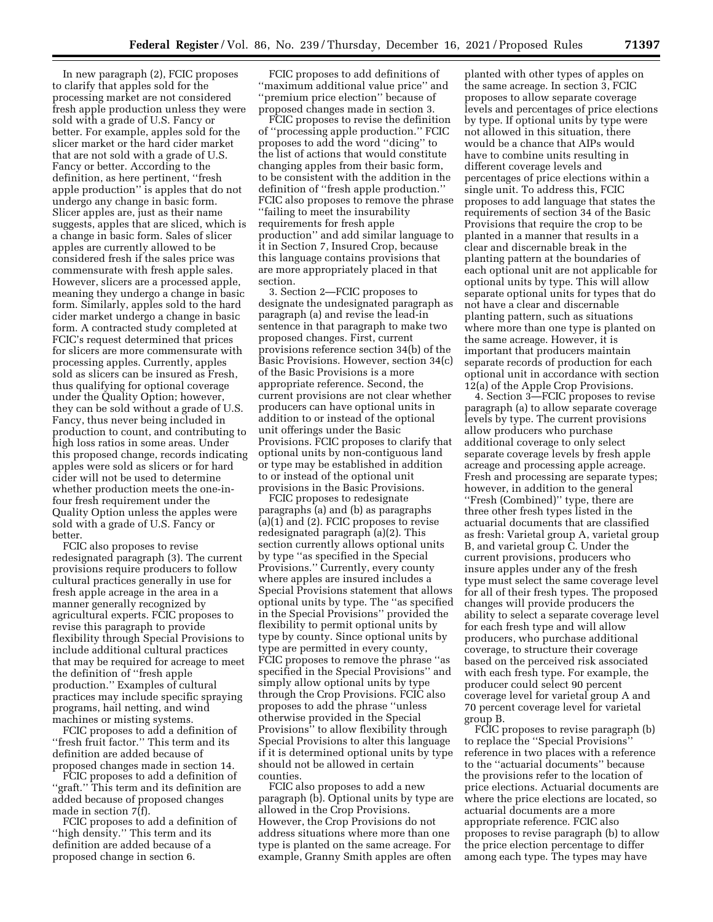In new paragraph (2), FCIC proposes to clarify that apples sold for the processing market are not considered fresh apple production unless they were sold with a grade of U.S. Fancy or better. For example, apples sold for the slicer market or the hard cider market that are not sold with a grade of U.S. Fancy or better. According to the definition, as here pertinent, ''fresh apple production'' is apples that do not undergo any change in basic form. Slicer apples are, just as their name suggests, apples that are sliced, which is a change in basic form. Sales of slicer apples are currently allowed to be considered fresh if the sales price was commensurate with fresh apple sales. However, slicers are a processed apple, meaning they undergo a change in basic form. Similarly, apples sold to the hard cider market undergo a change in basic form. A contracted study completed at FCIC's request determined that prices for slicers are more commensurate with processing apples. Currently, apples sold as slicers can be insured as Fresh, thus qualifying for optional coverage under the Quality Option; however, they can be sold without a grade of U.S. Fancy, thus never being included in production to count, and contributing to high loss ratios in some areas. Under this proposed change, records indicating apples were sold as slicers or for hard cider will not be used to determine whether production meets the one-in-four fresh requirement under the Quality Option unless the apples were sold with a grade of U.S. Fancy or better.

FCIC also proposes to revise redesignated paragraph (3). The current provisions require producers to follow cultural practices generally in use for fresh apple acreage in the area in a manner generally recognized by agricultural experts. FCIC proposes to revise this paragraph to provide flexibility through Special Provisions to include additional cultural practices that may be required for acreage to meet the definition of ''fresh apple production.'' Examples of cultural practices may include specific spraying programs, hail netting, and wind machines or misting systems.

FCIC proposes to add a definition of ''fresh fruit factor.'' This term and its definition are added because of proposed changes made in section 14.

FCIC proposes to add a definition of ''graft.'' This term and its definition are added because of proposed changes made in section 7(f).

FCIC proposes to add a definition of ''high density.'' This term and its definition are added because of a proposed change in section 6.

FCIC proposes to add definitions of ''maximum additional value price'' and ''premium price election'' because of proposed changes made in section 3.

FCIC proposes to revise the definition of ''processing apple production.'' FCIC proposes to add the word ''dicing'' to the list of actions that would constitute changing apples from their basic form, to be consistent with the addition in the definition of ''fresh apple production.'' FCIC also proposes to remove the phrase ''failing to meet the insurability requirements for fresh apple production'' and add similar language to it in Section 7, Insured Crop, because this language contains provisions that are more appropriately placed in that section.

3. Section 2—FCIC proposes to designate the undesignated paragraph as paragraph (a) and revise the lead-in sentence in that paragraph to make two proposed changes. First, current provisions reference section 34(b) of the Basic Provisions. However, section 34(c) of the Basic Provisions is a more appropriate reference. Second, the current provisions are not clear whether producers can have optional units in addition to or instead of the optional unit offerings under the Basic Provisions. FCIC proposes to clarify that optional units by non-contiguous land or type may be established in addition to or instead of the optional unit provisions in the Basic Provisions.

FCIC proposes to redesignate paragraphs (a) and (b) as paragraphs (a)(1) and (2). FCIC proposes to revise redesignated paragraph (a)(2). This section currently allows optional units by type ''as specified in the Special Provisions.'' Currently, every county where apples are insured includes a Special Provisions statement that allows optional units by type. The ''as specified in the Special Provisions'' provided the flexibility to permit optional units by type by county. Since optional units by type are permitted in every county, FCIC proposes to remove the phrase ''as specified in the Special Provisions'' and simply allow optional units by type through the Crop Provisions. FCIC also proposes to add the phrase ''unless otherwise provided in the Special Provisions'' to allow flexibility through Special Provisions to alter this language if it is determined optional units by type should not be allowed in certain counties.

FCIC also proposes to add a new paragraph (b). Optional units by type are allowed in the Crop Provisions. However, the Crop Provisions do not address situations where more than one type is planted on the same acreage. For example, Granny Smith apples are often planted with other types of apples on the same acreage. In section 3, FCIC proposes to allow separate coverage levels and percentages of price elections by type. If optional units by type were not allowed in this situation, there would be a chance that AIPs would have to combine units resulting in different coverage levels and percentages of price elections within a single unit. To address this, FCIC proposes to add language that states the requirements of section 34 of the Basic Provisions that require the crop to be planted in a manner that results in a clear and discernable break in the planting pattern at the boundaries of each optional unit are not applicable for optional units by type. This will allow separate optional units for types that do not have a clear and discernable planting pattern, such as situations where more than one type is planted on the same acreage. However, it is important that producers maintain separate records of production for each optional unit in accordance with section 12(a) of the Apple Crop Provisions.

4. Section 3—FCIC proposes to revise paragraph (a) to allow separate coverage levels by type. The current provisions allow producers who purchase additional coverage to only select separate coverage levels by fresh apple acreage and processing apple acreage. Fresh and processing are separate types; however, in addition to the general ''Fresh (Combined)'' type, there are three other fresh types listed in the actuarial documents that are classified as fresh: Varietal group A, varietal group B, and varietal group C. Under the current provisions, producers who insure apples under any of the fresh type must select the same coverage level for all of their fresh types. The proposed changes will provide producers the ability to select a separate coverage level for each fresh type and will allow producers, who purchase additional coverage, to structure their coverage based on the perceived risk associated with each fresh type. For example, the producer could select 90 percent coverage level for varietal group A and 70 percent coverage level for varietal group B.

FCIC proposes to revise paragraph (b) to replace the ''Special Provisions'' reference in two places with a reference to the ''actuarial documents'' because the provisions refer to the location of price elections. Actuarial documents are where the price elections are located, so actuarial documents are a more appropriate reference. FCIC also proposes to revise paragraph (b) to allow the price election percentage to differ among each type. The types may have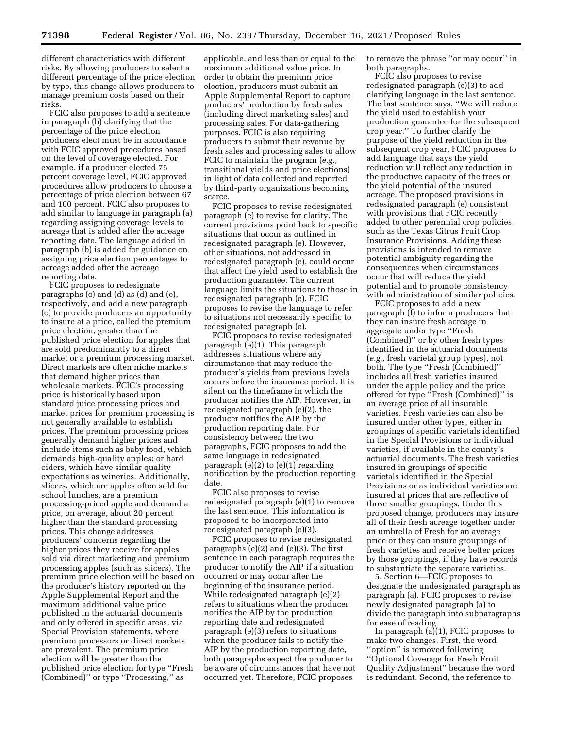different characteristics with different risks. By allowing producers to select a different percentage of the price election by type, this change allows producers to manage premium costs based on their risks.

FCIC also proposes to add a sentence in paragraph (b) clarifying that the percentage of the price election producers elect must be in accordance with FCIC approved procedures based on the level of coverage elected. For example, if a producer elected 75 percent coverage level, FCIC approved procedures allow producers to choose a percentage of price election between 67 and 100 percent. FCIC also proposes to add similar to language in paragraph (a) regarding assigning coverage levels to acreage that is added after the acreage reporting date. The language added in paragraph (b) is added for guidance on assigning price election percentages to acreage added after the acreage reporting date.

FCIC proposes to redesignate paragraphs (c) and (d) as (d) and (e), respectively, and add a new paragraph (c) to provide producers an opportunity to insure at a price, called the premium price election, greater than the published price election for apples that are sold predominantly to a direct market or a premium processing market. Direct markets are often niche markets that demand higher prices than wholesale markets. FCIC's processing price is historically based upon standard juice processing prices and market prices for premium processing is not generally available to establish prices. The premium processing prices generally demand higher prices and include items such as baby food, which demands high-quality apples; or hard ciders, which have similar quality expectations as wineries. Additionally, slicers, which are apples often sold for school lunches, are a premium processing-priced apple and demand a price, on average, about 20 percent higher than the standard processing prices. This change addresses producers' concerns regarding the higher prices they receive for apples sold via direct marketing and premium processing apples (such as slicers). The premium price election will be based on the producer's history reported on the Apple Supplemental Report and the maximum additional value price published in the actuarial documents and only offered in specific areas, via Special Provision statements, where premium processors or direct markets are prevalent. The premium price election will be greater than the published price election for type "Fresh (Combined)" or type "Processing," as applicable, and less than or equal to the maximum additional value price. In order to obtain the premium price election, producers must submit an Apple Supplemental Report to capture producers' production by fresh sales (including direct marketing sales) and processing sales. For data-gathering purposes, FCIC is also requiring producers to submit their revenue by fresh sales and processing sales to allow FCIC to maintain the program (*e.g.,* transitional yields and price elections) in light of data collected and reported by third-party organizations becoming scarce.

FCIC proposes to revise redesignated paragraph (e) to revise for clarity. The current provisions point back to specific situations that occur as outlined in redesignated paragraph (e). However, other situations, not addressed in redesignated paragraph (e), could occur that affect the yield used to establish the production guarantee. The current language limits the situations to those in redesignated paragraph (e). FCIC proposes to revise the language to refer to situations not necessarily specific to redesignated paragraph (e).

FCIC proposes to revise redesignated paragraph (e)(1). This paragraph addresses situations where any circumstance that may reduce the producer's yields from previous levels occurs before the insurance period. It is silent on the timeframe in which the producer notifies the AIP. However, in redesignated paragraph (e)(2), the producer notifies the AIP by the production reporting date. For consistency between the two paragraphs, FCIC proposes to add the same language in redesignated paragraph (e)(2) to (e)(1) regarding notification by the production reporting date.

FCIC also proposes to revise redesignated paragraph (e)(1) to remove the last sentence. This information is proposed to be incorporated into redesignated paragraph (e)(3).

FCIC proposes to revise redesignated paragraphs (e)(2) and (e)(3). The first sentence in each paragraph requires the producer to notify the AIP if a situation occurred or may occur after the beginning of the insurance period. While redesignated paragraph (e)(2) refers to situations when the producer notifies the AIP by the production reporting date and redesignated paragraph (e)(3) refers to situations when the producer fails to notify the AIP by the production reporting date, both paragraphs expect the producer to be aware of circumstances that have not occurred yet. Therefore, FCIC proposes to remove the phrase "or may occur" in both paragraphs.

FCIC also proposes to revise redesignated paragraph (e)(3) to add clarifying language in the last sentence. The last sentence says, "We will reduce the yield used to establish your production guarantee for the subsequent crop year." To further clarify the purpose of the yield reduction in the subsequent crop year, FCIC proposes to add language that says the yield reduction will reflect any reduction in the productive capacity of the trees or the yield potential of the insured acreage. The proposed provisions in redesignated paragraph (e) consistent with provisions that FCIC recently added to other perennial crop policies, such as the Texas Citrus Fruit Crop Insurance Provisions. Adding these provisions is intended to remove potential ambiguity regarding the consequences when circumstances occur that will reduce the yield potential and to promote consistency with administration of similar policies.

FCIC proposes to add a new paragraph (f) to inform producers that they can insure fresh acreage in aggregate under type "Fresh (Combined)" or by other fresh types identified in the actuarial documents (*e.g.,* fresh varietal group types), not both. The type "Fresh (Combined)" includes all fresh varieties insured under the apple policy and the price offered for type "Fresh (Combined)" is an average price of all insurable varieties. Fresh varieties can also be insured under other types, either in groupings of specific varietals identified in the Special Provisions or individual varieties, if available in the county's actuarial documents. The fresh varieties insured in groupings of specific varietals identified in the Special Provisions or as individual varieties are insured at prices that are reflective of those smaller groupings. Under this proposed change, producers may insure all of their fresh acreage together under an umbrella of Fresh for an average price or they can insure groupings of fresh varieties and receive better prices by those groupings, if they have records to substantiate the separate varieties.

5. Section 6—FCIC proposes to designate the undesignated paragraph as paragraph (a). FCIC proposes to revise newly designated paragraph (a) to divide the paragraph into subparagraphs for ease of reading.

In paragraph (a)(1), FCIC proposes to make two changes. First, the word "option" is removed following "Optional Coverage for Fresh Fruit Quality Adjustment" because the word is redundant. Second, the reference to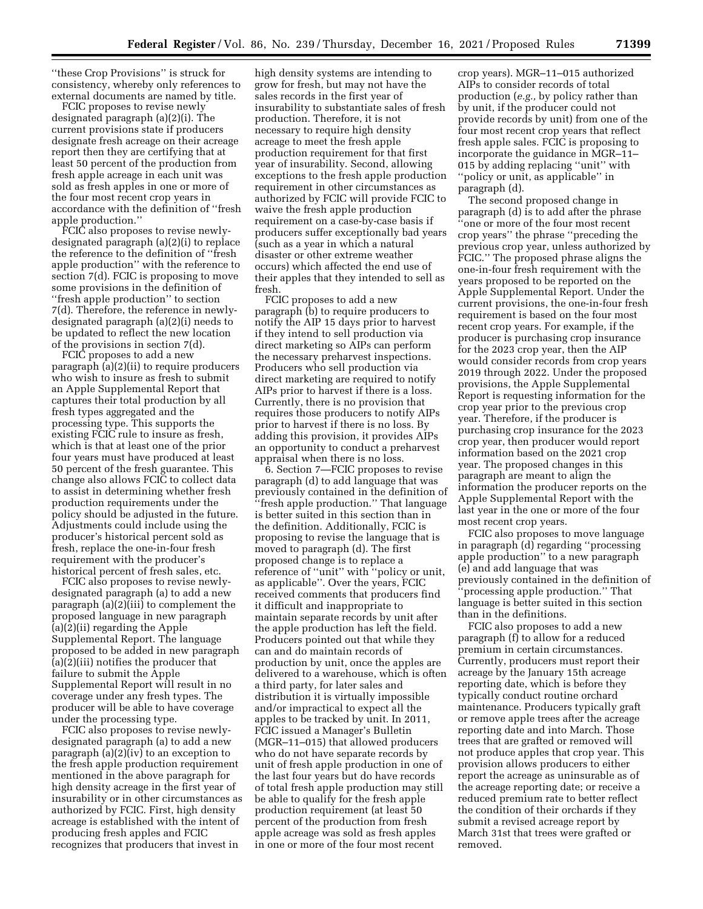''these Crop Provisions'' is struck for consistency, whereby only references to external documents are named by title.

FCIC proposes to revise newly designated paragraph (a)(2)(i). The current provisions state if producers designate fresh acreage on their acreage report then they are certifying that at least 50 percent of the production from fresh apple acreage in each unit was sold as fresh apples in one or more of the four most recent crop years in accordance with the definition of ''fresh apple production.''

FCIC also proposes to revise newly-designated paragraph (a)(2)(i) to replace the reference to the definition of ''fresh apple production'' with the reference to section 7(d). FCIC is proposing to move some provisions in the definition of ''fresh apple production'' to section 7(d). Therefore, the reference in newly-designated paragraph (a)(2)(i) needs to be updated to reflect the new location of the provisions in section 7(d).

FCIC proposes to add a new paragraph (a)(2)(ii) to require producers who wish to insure as fresh to submit an Apple Supplemental Report that captures their total production by all fresh types aggregated and the processing type. This supports the existing FCIC rule to insure as fresh, which is that at least one of the prior four years must have produced at least 50 percent of the fresh guarantee. This change also allows FCIC to collect data to assist in determining whether fresh production requirements under the policy should be adjusted in the future. Adjustments could include using the producer's historical percent sold as fresh, replace the one-in-four fresh requirement with the producer's historical percent of fresh sales, etc.

FCIC also proposes to revise newly-designated paragraph (a) to add a new paragraph (a)(2)(iii) to complement the proposed language in new paragraph (a)(2)(ii) regarding the Apple Supplemental Report. The language proposed to be added in new paragraph (a)(2)(iii) notifies the producer that failure to submit the Apple Supplemental Report will result in no coverage under any fresh types. The producer will be able to have coverage under the processing type.

FCIC also proposes to revise newly-designated paragraph (a) to add a new paragraph (a)(2)(iv) to an exception to the fresh apple production requirement mentioned in the above paragraph for high density acreage in the first year of insurability or in other circumstances as authorized by FCIC. First, high density acreage is established with the intent of producing fresh apples and FCIC recognizes that producers that invest in high density systems are intending to grow for fresh, but may not have the sales records in the first year of insurability to substantiate sales of fresh production. Therefore, it is not necessary to require high density acreage to meet the fresh apple production requirement for that first year of insurability. Second, allowing exceptions to the fresh apple production requirement in other circumstances as authorized by FCIC will provide FCIC to waive the fresh apple production requirement on a case-by-case basis if producers suffer exceptionally bad years (such as a year in which a natural disaster or other extreme weather occurs) which affected the end use of their apples that they intended to sell as fresh.

FCIC proposes to add a new paragraph (b) to require producers to notify the AIP 15 days prior to harvest if they intend to sell production via direct marketing so AIPs can perform the necessary preharvest inspections. Producers who sell production via direct marketing are required to notify AIPs prior to harvest if there is a loss. Currently, there is no provision that requires those producers to notify AIPs prior to harvest if there is no loss. By adding this provision, it provides AIPs an opportunity to conduct a preharvest appraisal when there is no loss.

6. Section 7—FCIC proposes to revise paragraph (d) to add language that was previously contained in the definition of ''fresh apple production.'' That language is better suited in this section than in the definition. Additionally, FCIC is proposing to revise the language that is moved to paragraph (d). The first proposed change is to replace a reference of ''unit'' with ''policy or unit, as applicable''. Over the years, FCIC received comments that producers find it difficult and inappropriate to maintain separate records by unit after the apple production has left the field. Producers pointed out that while they can and do maintain records of production by unit, once the apples are delivered to a warehouse, which is often a third party, for later sales and distribution it is virtually impossible and/or impractical to expect all the apples to be tracked by unit. In 2011, FCIC issued a Manager's Bulletin (MGR–11–015) that allowed producers who do not have separate records by unit of fresh apple production in one of the last four years but do have records of total fresh apple production may still be able to qualify for the fresh apple production requirement (at least 50 percent of the production from fresh apple acreage was sold as fresh apples in one or more of the four most recent crop years). MGR–11–015 authorized AIPs to consider records of total production (*e.g.,* by policy rather than by unit, if the producer could not provide records by unit) from one of the four most recent crop years that reflect fresh apple sales. FCIC is proposing to incorporate the guidance in MGR–11–015 by adding replacing ''unit'' with ''policy or unit, as applicable'' in paragraph (d).

The second proposed change in paragraph (d) is to add after the phrase ''one or more of the four most recent crop years'' the phrase ''preceding the previous crop year, unless authorized by FCIC.'' The proposed phrase aligns the one-in-four fresh requirement with the years proposed to be reported on the Apple Supplemental Report. Under the current provisions, the one-in-four fresh requirement is based on the four most recent crop years. For example, if the producer is purchasing crop insurance for the 2023 crop year, then the AIP would consider records from crop years 2019 through 2022. Under the proposed provisions, the Apple Supplemental Report is requesting information for the crop year prior to the previous crop year. Therefore, if the producer is purchasing crop insurance for the 2023 crop year, then producer would report information based on the 2021 crop year. The proposed changes in this paragraph are meant to align the information the producer reports on the Apple Supplemental Report with the last year in the one or more of the four most recent crop years.

FCIC also proposes to move language in paragraph (d) regarding ''processing apple production'' to a new paragraph (e) and add language that was previously contained in the definition of ''processing apple production.'' That language is better suited in this section than in the definitions.

FCIC also proposes to add a new paragraph (f) to allow for a reduced premium in certain circumstances. Currently, producers must report their acreage by the January 15th acreage reporting date, which is before they typically conduct routine orchard maintenance. Producers typically graft or remove apple trees after the acreage reporting date and into March. Those trees that are grafted or removed will not produce apples that crop year. This provision allows producers to either report the acreage as uninsurable as of the acreage reporting date; or receive a reduced premium rate to better reflect the condition of their orchards if they submit a revised acreage report by March 31st that trees were grafted or removed.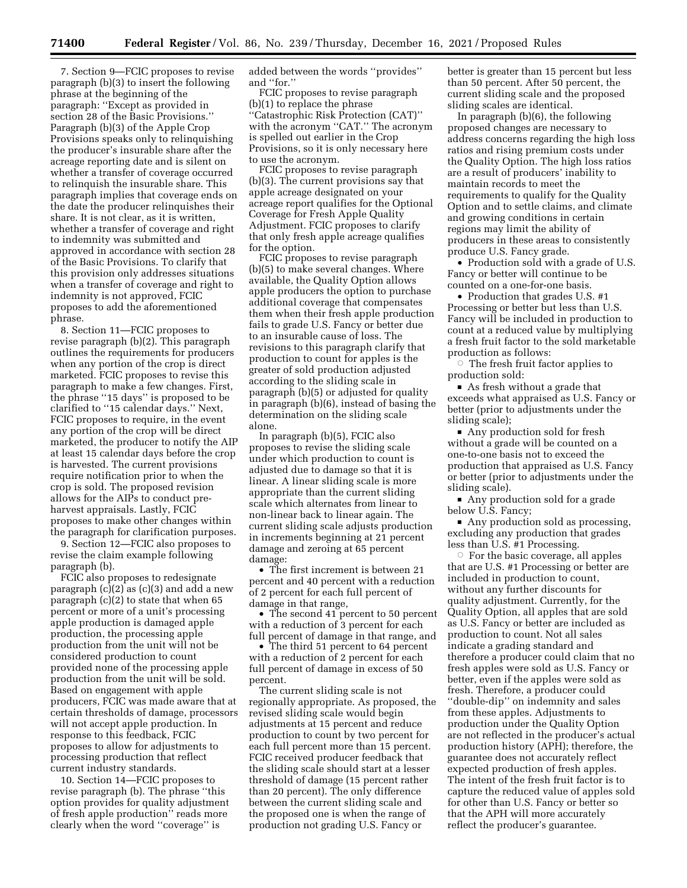7. Section 9—FCIC proposes to revise paragraph (b)(3) to insert the following phrase at the beginning of the paragraph: ''Except as provided in section 28 of the Basic Provisions.'' Paragraph (b)(3) of the Apple Crop Provisions speaks only to relinquishing the producer's insurable share after the acreage reporting date and is silent on whether a transfer of coverage occurred to relinquish the insurable share. This paragraph implies that coverage ends on the date the producer relinquishes their share. It is not clear, as it is written, whether a transfer of coverage and right to indemnity was submitted and approved in accordance with section 28 of the Basic Provisions. To clarify that this provision only addresses situations when a transfer of coverage and right to indemnity is not approved, FCIC proposes to add the aforementioned phrase.

8. Section 11—FCIC proposes to revise paragraph (b)(2). This paragraph outlines the requirements for producers when any portion of the crop is direct marketed. FCIC proposes to revise this paragraph to make a few changes. First, the phrase ''15 days'' is proposed to be clarified to ''15 calendar days.'' Next, FCIC proposes to require, in the event any portion of the crop will be direct marketed, the producer to notify the AIP at least 15 calendar days before the crop is harvested. The current provisions require notification prior to when the crop is sold. The proposed revision allows for the AIPs to conduct pre-harvest appraisals. Lastly, FCIC proposes to make other changes within the paragraph for clarification purposes.

9. Section 12—FCIC also proposes to revise the claim example following paragraph (b).

FCIC also proposes to redesignate paragraph (c)(2) as (c)(3) and add a new paragraph (c)(2) to state that when 65 percent or more of a unit's processing apple production is damaged apple production, the processing apple production from the unit will not be considered production to count provided none of the processing apple production from the unit will be sold. Based on engagement with apple producers, FCIC was made aware that at certain thresholds of damage, processors will not accept apple production. In response to this feedback, FCIC proposes to allow for adjustments to processing production that reflect current industry standards.

10. Section 14—FCIC proposes to revise paragraph (b). The phrase ''this option provides for quality adjustment of fresh apple production'' reads more clearly when the word ''coverage'' is added between the words ''provides'' and ''for.''

FCIC proposes to revise paragraph (b)(1) to replace the phrase ''Catastrophic Risk Protection (CAT)'' with the acronym ''CAT.'' The acronym is spelled out earlier in the Crop Provisions, so it is only necessary here to use the acronym.

FCIC proposes to revise paragraph (b)(3). The current provisions say that apple acreage designated on your acreage report qualifies for the Optional Coverage for Fresh Apple Quality Adjustment. FCIC proposes to clarify that only fresh apple acreage qualifies for the option.

FCIC proposes to revise paragraph (b)(5) to make several changes. Where available, the Quality Option allows apple producers the option to purchase additional coverage that compensates them when their fresh apple production fails to grade U.S. Fancy or better due to an insurable cause of loss. The revisions to this paragraph clarify that production to count for apples is the greater of sold production adjusted according to the sliding scale in paragraph (b)(5) or adjusted for quality in paragraph (b)(6), instead of basing the determination on the sliding scale alone.

In paragraph (b)(5), FCIC also proposes to revise the sliding scale under which production to count is adjusted due to damage so that it is linear. A linear sliding scale is more appropriate than the current sliding scale which alternates from linear to non-linear back to linear again. The current sliding scale adjusts production in increments beginning at 21 percent damage and zeroing at 65 percent damage:

- The first increment is between 21 percent and 40 percent with a reduction of 2 percent for each full percent of damage in that range,
- The second 41 percent to 50 percent with a reduction of 3 percent for each full percent of damage in that range, and
- The third 51 percent to 64 percent with a reduction of 2 percent for each full percent of damage in excess of 50 percent.

The current sliding scale is not regionally appropriate. As proposed, the revised sliding scale would begin adjustments at 15 percent and reduce production to count by two percent for each full percent more than 15 percent. FCIC received producer feedback that the sliding scale should start at a lesser threshold of damage (15 percent rather than 20 percent). The only difference between the current sliding scale and the proposed one is when the range of production not grading U.S. Fancy or better is greater than 15 percent but less than 50 percent. After 50 percent, the current sliding scale and the proposed sliding scales are identical.

In paragraph (b)(6), the following proposed changes are necessary to address concerns regarding the high loss ratios and rising premium costs under the Quality Option. The high loss ratios are a result of producers' inability to maintain records to meet the requirements to qualify for the Quality Option and to settle claims, and climate and growing conditions in certain regions may limit the ability of producers in these areas to consistently produce U.S. Fancy grade.

- Production sold with a grade of U.S. Fancy or better will continue to be counted on a one-for-one basis.
- Production that grades U.S. #1 Processing or better but less than U.S. Fancy will be included in production to count at a reduced value by multiplying a fresh fruit factor to the sold marketable production as follows:
  - The fresh fruit factor applies to production sold:
    - As fresh without a grade that exceeds what appraised as U.S. Fancy or better (prior to adjustments under the sliding scale);
    - Any production sold for fresh without a grade will be counted on a one-to-one basis not to exceed the production that appraised as U.S. Fancy or better (prior to adjustments under the sliding scale).
    - Any production sold for a grade below U.S. Fancy;
    - Any production sold as processing, excluding any production that grades less than U.S. #1 Processing.
  - For the basic coverage, all apples that are U.S. #1 Processing or better are included in production to count, without any further discounts for quality adjustment. Currently, for the Quality Option, all apples that are sold as U.S. Fancy or better are included as production to count. Not all sales indicate a grading standard and therefore a producer could claim that no fresh apples were sold as U.S. Fancy or better, even if the apples were sold as fresh. Therefore, a producer could ''double-dip'' on indemnity and sales from these apples. Adjustments to production under the Quality Option are not reflected in the producer's actual production history (APH); therefore, the guarantee does not accurately reflect expected production of fresh apples. The intent of the fresh fruit factor is to capture the reduced value of apples sold for other than U.S. Fancy or better so that the APH will more accurately reflect the producer's guarantee.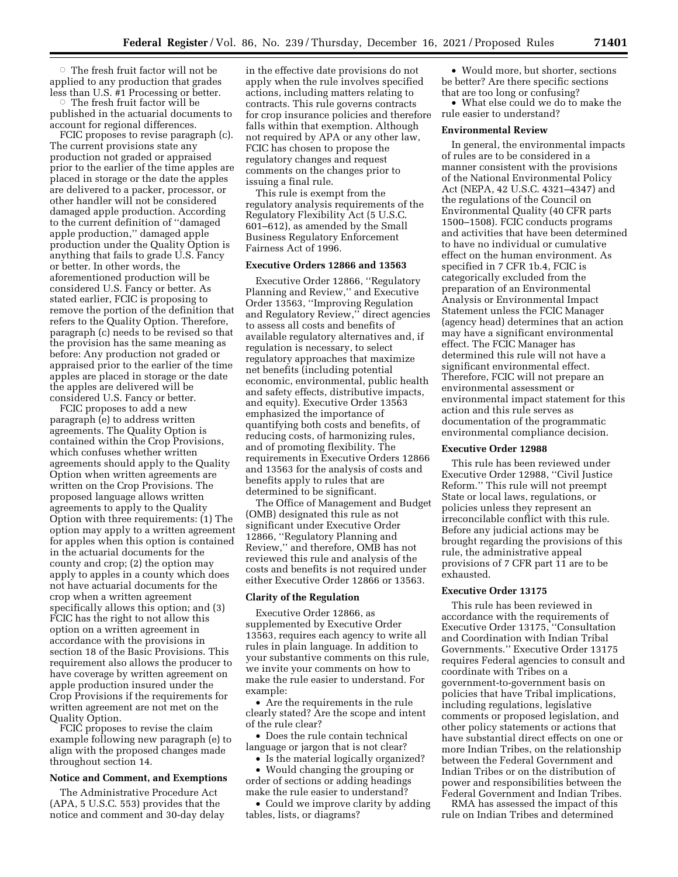○ The fresh fruit factor will not be applied to any production that grades less than U.S. #1 Processing or better.

○ The fresh fruit factor will be published in the actuarial documents to account for regional differences.

FCIC proposes to revise paragraph (c). The current provisions state any production not graded or appraised prior to the earlier of the time apples are placed in storage or the date the apples are delivered to a packer, processor, or other handler will not be considered damaged apple production. According to the current definition of ''damaged apple production,'' damaged apple production under the Quality Option is anything that fails to grade U.S. Fancy or better. In other words, the aforementioned production will be considered U.S. Fancy or better. As stated earlier, FCIC is proposing to remove the portion of the definition that refers to the Quality Option. Therefore, paragraph (c) needs to be revised so that the provision has the same meaning as before: Any production not graded or appraised prior to the earlier of the time apples are placed in storage or the date the apples are delivered will be considered U.S. Fancy or better.

FCIC proposes to add a new paragraph (e) to address written agreements. The Quality Option is contained within the Crop Provisions, which confuses whether written agreements should apply to the Quality Option when written agreements are written on the Crop Provisions. The proposed language allows written agreements to apply to the Quality Option with three requirements: (1) The option may apply to a written agreement for apples when this option is contained in the actuarial documents for the county and crop; (2) the option may apply to apples in a county which does not have actuarial documents for the crop when a written agreement specifically allows this option; and (3) FCIC has the right to not allow this option on a written agreement in accordance with the provisions in section 18 of the Basic Provisions. This requirement also allows the producer to have coverage by written agreement on apple production insured under the Crop Provisions if the requirements for written agreement are not met on the Quality Option.

FCIC proposes to revise the claim example following new paragraph (e) to align with the proposed changes made throughout section 14.

## Notice and Comment, and Exemptions

The Administrative Procedure Act (APA, 5 U.S.C. 553) provides that the notice and comment and 30-day delay in the effective date provisions do not apply when the rule involves specified actions, including matters relating to contracts. This rule governs contracts for crop insurance policies and therefore falls within that exemption. Although not required by APA or any other law, FCIC has chosen to propose the regulatory changes and request comments on the changes prior to issuing a final rule.

This rule is exempt from the regulatory analysis requirements of the Regulatory Flexibility Act (5 U.S.C. 601–612), as amended by the Small Business Regulatory Enforcement Fairness Act of 1996.

## Executive Orders 12866 and 13563

Executive Order 12866, ''Regulatory Planning and Review,'' and Executive Order 13563, ''Improving Regulation and Regulatory Review,'' direct agencies to assess all costs and benefits of available regulatory alternatives and, if regulation is necessary, to select regulatory approaches that maximize net benefits (including potential economic, environmental, public health and safety effects, distributive impacts, and equity). Executive Order 13563 emphasized the importance of quantifying both costs and benefits, of reducing costs, of harmonizing rules, and of promoting flexibility. The requirements in Executive Orders 12866 and 13563 for the analysis of costs and benefits apply to rules that are determined to be significant.

The Office of Management and Budget (OMB) designated this rule as not significant under Executive Order 12866, ''Regulatory Planning and Review,'' and therefore, OMB has not reviewed this rule and analysis of the costs and benefits is not required under either Executive Order 12866 or 13563.

## Clarity of the Regulation

Executive Order 12866, as supplemented by Executive Order 13563, requires each agency to write all rules in plain language. In addition to your substantive comments on this rule, we invite your comments on how to make the rule easier to understand. For example:

- Are the requirements in the rule clearly stated? Are the scope and intent of the rule clear?
- Does the rule contain technical language or jargon that is not clear?
- Is the material logically organized?
- Would changing the grouping or order of sections or adding headings make the rule easier to understand?
- Could we improve clarity by adding tables, lists, or diagrams?
- Would more, but shorter, sections be better? Are there specific sections that are too long or confusing?
- What else could we do to make the rule easier to understand?

## Environmental Review

In general, the environmental impacts of rules are to be considered in a manner consistent with the provisions of the National Environmental Policy Act (NEPA, 42 U.S.C. 4321–4347) and the regulations of the Council on Environmental Quality (40 CFR parts 1500–1508). FCIC conducts programs and activities that have been determined to have no individual or cumulative effect on the human environment. As specified in 7 CFR 1b.4, FCIC is categorically excluded from the preparation of an Environmental Analysis or Environmental Impact Statement unless the FCIC Manager (agency head) determines that an action may have a significant environmental effect. The FCIC Manager has determined this rule will not have a significant environmental effect. Therefore, FCIC will not prepare an environmental assessment or environmental impact statement for this action and this rule serves as documentation of the programmatic environmental compliance decision.

## Executive Order 12988

This rule has been reviewed under Executive Order 12988, ''Civil Justice Reform.'' This rule will not preempt State or local laws, regulations, or policies unless they represent an irreconcilable conflict with this rule. Before any judicial actions may be brought regarding the provisions of this rule, the administrative appeal provisions of 7 CFR part 11 are to be exhausted.

## Executive Order 13175

This rule has been reviewed in accordance with the requirements of Executive Order 13175, ''Consultation and Coordination with Indian Tribal Governments.'' Executive Order 13175 requires Federal agencies to consult and coordinate with Tribes on a government-to-government basis on policies that have Tribal implications, including regulations, legislative comments or proposed legislation, and other policy statements or actions that have substantial direct effects on one or more Indian Tribes, on the relationship between the Federal Government and Indian Tribes or on the distribution of power and responsibilities between the Federal Government and Indian Tribes.

RMA has assessed the impact of this rule on Indian Tribes and determined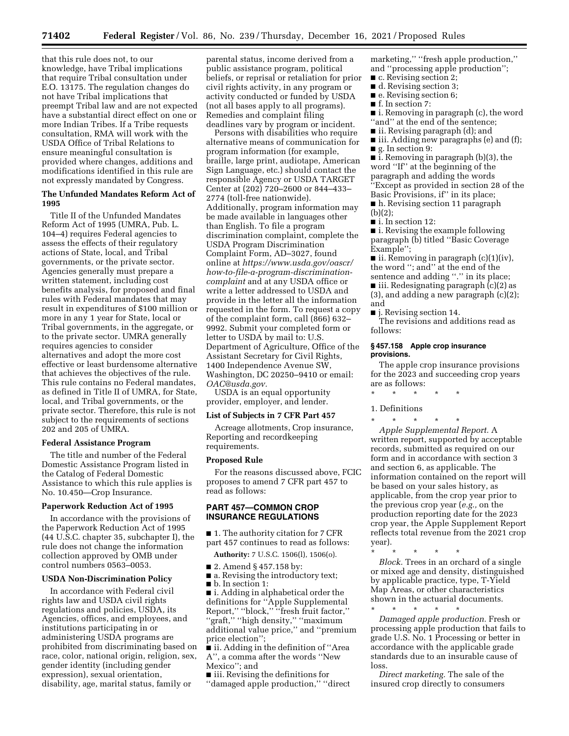that this rule does not, to our knowledge, have Tribal implications that require Tribal consultation under E.O. 13175. The regulation changes do not have Tribal implications that preempt Tribal law and are not expected have a substantial direct effect on one or more Indian Tribes. If a Tribe requests consultation, RMA will work with the USDA Office of Tribal Relations to ensure meaningful consultation is provided where changes, additions and modifications identified in this rule are not expressly mandated by Congress.

**The Unfunded Mandates Reform Act of 1995**

Title II of the Unfunded Mandates Reform Act of 1995 (UMRA, Pub. L. 104–4) requires Federal agencies to assess the effects of their regulatory actions of State, local, and Tribal governments, or the private sector. Agencies generally must prepare a written statement, including cost benefits analysis, for proposed and final rules with Federal mandates that may result in expenditures of $100 million or more in any 1 year for State, local or Tribal governments, in the aggregate, or to the private sector. UMRA generally requires agencies to consider alternatives and adopt the more cost effective or least burdensome alternative that achieves the objectives of the rule. This rule contains no Federal mandates, as defined in Title II of UMRA, for State, local, and Tribal governments, or the private sector. Therefore, this rule is not subject to the requirements of sections 202 and 205 of UMRA.

**Federal Assistance Program**

The title and number of the Federal Domestic Assistance Program listed in the Catalog of Federal Domestic Assistance to which this rule applies is No. 10.450—Crop Insurance.

**Paperwork Reduction Act of 1995**

In accordance with the provisions of the Paperwork Reduction Act of 1995 (44 U.S.C. chapter 35, subchapter I), the rule does not change the information collection approved by OMB under control numbers 0563–0053.

**USDA Non-Discrimination Policy**

In accordance with Federal civil rights law and USDA civil rights regulations and policies, USDA, its Agencies, offices, and employees, and institutions participating in or administering USDA programs are prohibited from discriminating based on race, color, national origin, religion, sex, gender identity (including gender expression), sexual orientation, disability, age, marital status, family or parental status, income derived from a public assistance program, political beliefs, or reprisal or retaliation for prior civil rights activity, in any program or activity conducted or funded by USDA (not all bases apply to all programs). Remedies and complaint filing deadlines vary by program or incident.

Persons with disabilities who require alternative means of communication for program information (for example, braille, large print, audiotape, American Sign Language, etc.) should contact the responsible Agency or USDA TARGET Center at (202) 720–2600 or 844–433–2774 (toll-free nationwide). Additionally, program information may be made available in languages other than English. To file a program discrimination complaint, complete the USDA Program Discrimination Complaint Form, AD–3027, found online at *https://www.usda.gov/oascr/how-to-file-a-program-discrimination-complaint* and at any USDA office or write a letter addressed to USDA and provide in the letter all the information requested in the form. To request a copy of the complaint form, call (866) 632–9992. Submit your completed form or letter to USDA by mail to: U.S. Department of Agriculture, Office of the Assistant Secretary for Civil Rights, 1400 Independence Avenue SW, Washington, DC 20250–9410 or email: *OAC@usda.gov.*

USDA is an equal opportunity provider, employer, and lender.

**List of Subjects in 7 CFR Part 457**

Acreage allotments, Crop insurance, Reporting and recordkeeping requirements.

**Proposed Rule**

For the reasons discussed above, FCIC proposes to amend 7 CFR part 457 to read as follows:

**PART 457—COMMON CROP INSURANCE REGULATIONS**

■ 1. The authority citation for 7 CFR part 457 continues to read as follows:

**Authority:** 7 U.S.C. 1506(l), 1506(o).

■ 2. Amend § 457.158 by:

■ a. Revising the introductory text;

■ b. In section 1:

■ i. Adding in alphabetical order the definitions for "Apple Supplemental Report," "block," "fresh fruit factor," "graft," "high density," "maximum additional value price," and "premium price election";

■ ii. Adding in the definition of "Area A", a comma after the words "New Mexico"; and

■ iii. Revising the definitions for "damaged apple production," "direct marketing," "fresh apple production," and "processing apple production";

■ c. Revising section 2;

■ d. Revising section 3;

■ e. Revising section 6;

■ f. In section 7:

■ i. Removing in paragraph (c), the word "and" at the end of the sentence;

■ ii. Revising paragraph (d); and

■ iii. Adding new paragraphs (e) and (f);

■ g. In section 9:

■ i. Removing in paragraph (b)(3), the word "If" at the beginning of the paragraph and adding the words "Except as provided in section 28 of the Basic Provisions, if" in its place;

■ h. Revising section 11 paragraph (b)(2);

■ i. In section 12:

■ i. Revising the example following paragraph (b) titled "Basic Coverage Example";

■ ii. Removing in paragraph (c)(1)(iv), the word "; and" at the end of the sentence and adding "." in its place;

■ iii. Redesignating paragraph (c)(2) as (3), and adding a new paragraph (c)(2); and

■ j. Revising section 14.

The revisions and additions read as follows:

**§ 457.158 Apple crop insurance provisions.**

The apple crop insurance provisions for the 2023 and succeeding crop years are as follows:

\* \* \* \* \*

1. Definitions

\* \* \* \* \*

*Apple Supplemental Report.* A written report, supported by acceptable records, submitted as required on our form and in accordance with section 3 and section 6, as applicable. The information contained on the report will be based on your sales history, as applicable, from the crop year prior to the previous crop year (*e.g.,* on the production reporting date for the 2023 crop year, the Apple Supplement Report reflects total revenue from the 2021 crop year).

\* \* \* \* \*

*Block.* Trees in an orchard of a single or mixed age and density, distinguished by applicable practice, type, T-Yield Map Areas, or other characteristics shown in the actuarial documents.

\* \* \* \* \*

*Damaged apple production.* Fresh or processing apple production that fails to grade U.S. No. 1 Processing or better in accordance with the applicable grade standards due to an insurable cause of loss.

*Direct marketing.* The sale of the insured crop directly to consumers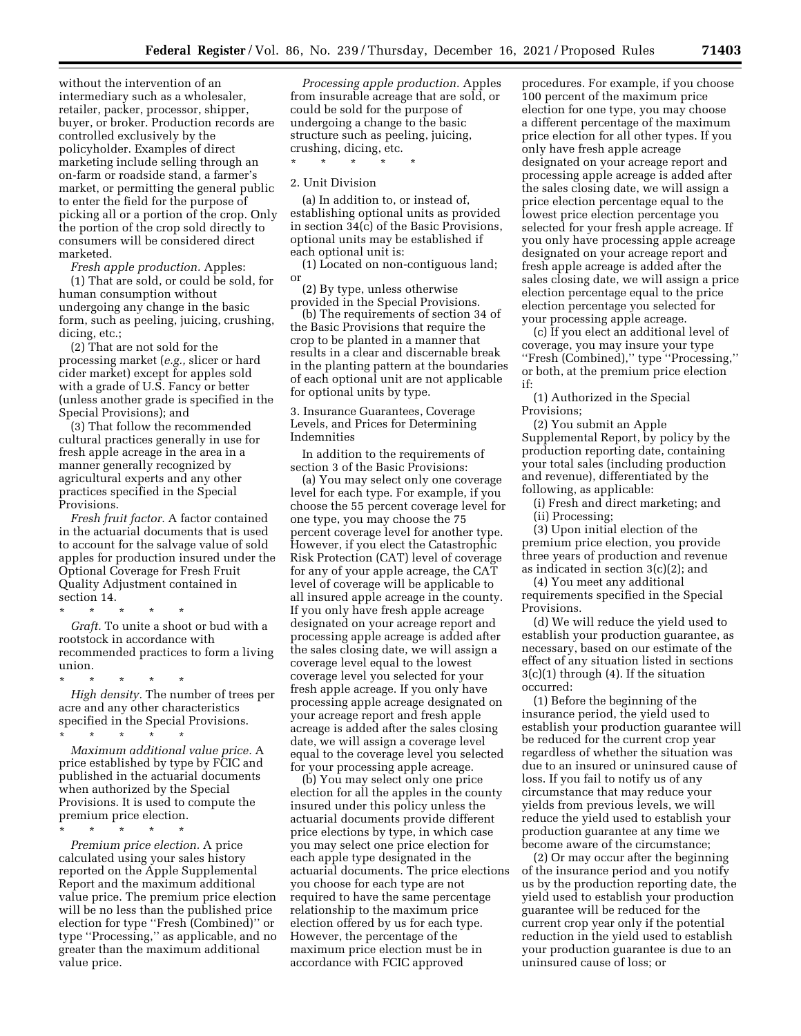without the intervention of an intermediary such as a wholesaler, retailer, packer, processor, shipper, buyer, or broker. Production records are controlled exclusively by the policyholder. Examples of direct marketing include selling through an on-farm or roadside stand, a farmer's market, or permitting the general public to enter the field for the purpose of picking all or a portion of the crop. Only the portion of the crop sold directly to consumers will be considered direct marketed.

*Fresh apple production.* Apples:

(1) That are sold, or could be sold, for human consumption without undergoing any change in the basic form, such as peeling, juicing, crushing, dicing, etc.;

(2) That are not sold for the processing market (*e.g.,* slicer or hard cider market) except for apples sold with a grade of U.S. Fancy or better (unless another grade is specified in the Special Provisions); and

(3) That follow the recommended cultural practices generally in use for fresh apple acreage in the area in a manner generally recognized by agricultural experts and any other practices specified in the Special Provisions.

*Fresh fruit factor.* A factor contained in the actuarial documents that is used to account for the salvage value of sold apples for production insured under the Optional Coverage for Fresh Fruit Quality Adjustment contained in section 14.

\* \* \* \* \*

*Graft.* To unite a shoot or bud with a rootstock in accordance with recommended practices to form a living union.

\* \* \* \* \*

*High density.* The number of trees per acre and any other characteristics specified in the Special Provisions.

\* \* \* \* \*

*Maximum additional value price.* A price established by type by FCIC and published in the actuarial documents when authorized by the Special Provisions. It is used to compute the premium price election.

\* \* \* \* \*

*Premium price election.* A price calculated using your sales history reported on the Apple Supplemental Report and the maximum additional value price. The premium price election will be no less than the published price election for type ''Fresh (Combined)'' or type ''Processing,'' as applicable, and no greater than the maximum additional value price.

*Processing apple production.* Apples from insurable acreage that are sold, or could be sold for the purpose of undergoing a change to the basic structure such as peeling, juicing, crushing, dicing, etc.

\* \* \* \* \*

2. Unit Division

(a) In addition to, or instead of, establishing optional units as provided in section 34(c) of the Basic Provisions, optional units may be established if each optional unit is:

(1) Located on non-contiguous land; or

(2) By type, unless otherwise provided in the Special Provisions.

(b) The requirements of section 34 of the Basic Provisions that require the crop to be planted in a manner that results in a clear and discernable break in the planting pattern at the boundaries of each optional unit are not applicable for optional units by type.

3. Insurance Guarantees, Coverage Levels, and Prices for Determining Indemnities

In addition to the requirements of section 3 of the Basic Provisions:

(a) You may select only one coverage level for each type. For example, if you choose the 55 percent coverage level for one type, you may choose the 75 percent coverage level for another type. However, if you elect the Catastrophic Risk Protection (CAT) level of coverage for any of your apple acreage, the CAT level of coverage will be applicable to all insured apple acreage in the county. If you only have fresh apple acreage designated on your acreage report and processing apple acreage is added after the sales closing date, we will assign a coverage level equal to the lowest coverage level you selected for your fresh apple acreage. If you only have processing apple acreage designated on your acreage report and fresh apple acreage is added after the sales closing date, we will assign a coverage level equal to the coverage level you selected for your processing apple acreage.

(b) You may select only one price election for all the apples in the county insured under this policy unless the actuarial documents provide different price elections by type, in which case you may select one price election for each apple type designated in the actuarial documents. The price elections you choose for each type are not required to have the same percentage relationship to the maximum price election offered by us for each type. However, the percentage of the maximum price election must be in accordance with FCIC approved procedures. For example, if you choose 100 percent of the maximum price election for one type, you may choose a different percentage of the maximum price election for all other types. If you only have fresh apple acreage designated on your acreage report and processing apple acreage is added after the sales closing date, we will assign a price election percentage equal to the lowest price election percentage you selected for your fresh apple acreage. If you only have processing apple acreage designated on your acreage report and fresh apple acreage is added after the sales closing date, we will assign a price election percentage equal to the price election percentage you selected for your processing apple acreage.

(c) If you elect an additional level of coverage, you may insure your type ''Fresh (Combined),'' type ''Processing,'' or both, at the premium price election if:

(1) Authorized in the Special Provisions;

(2) You submit an Apple Supplemental Report, by policy by the production reporting date, containing your total sales (including production and revenue), differentiated by the following, as applicable:

(i) Fresh and direct marketing; and

(ii) Processing;

(3) Upon initial election of the premium price election, you provide three years of production and revenue as indicated in section 3(c)(2); and

(4) You meet any additional requirements specified in the Special Provisions.

(d) We will reduce the yield used to establish your production guarantee, as necessary, based on our estimate of the effect of any situation listed in sections 3(c)(1) through (4). If the situation occurred:

(1) Before the beginning of the insurance period, the yield used to establish your production guarantee will be reduced for the current crop year regardless of whether the situation was due to an insured or uninsured cause of loss. If you fail to notify us of any circumstance that may reduce your yields from previous levels, we will reduce the yield used to establish your production guarantee at any time we become aware of the circumstance;

(2) Or may occur after the beginning of the insurance period and you notify us by the production reporting date, the yield used to establish your production guarantee will be reduced for the current crop year only if the potential reduction in the yield used to establish your production guarantee is due to an uninsured cause of loss; or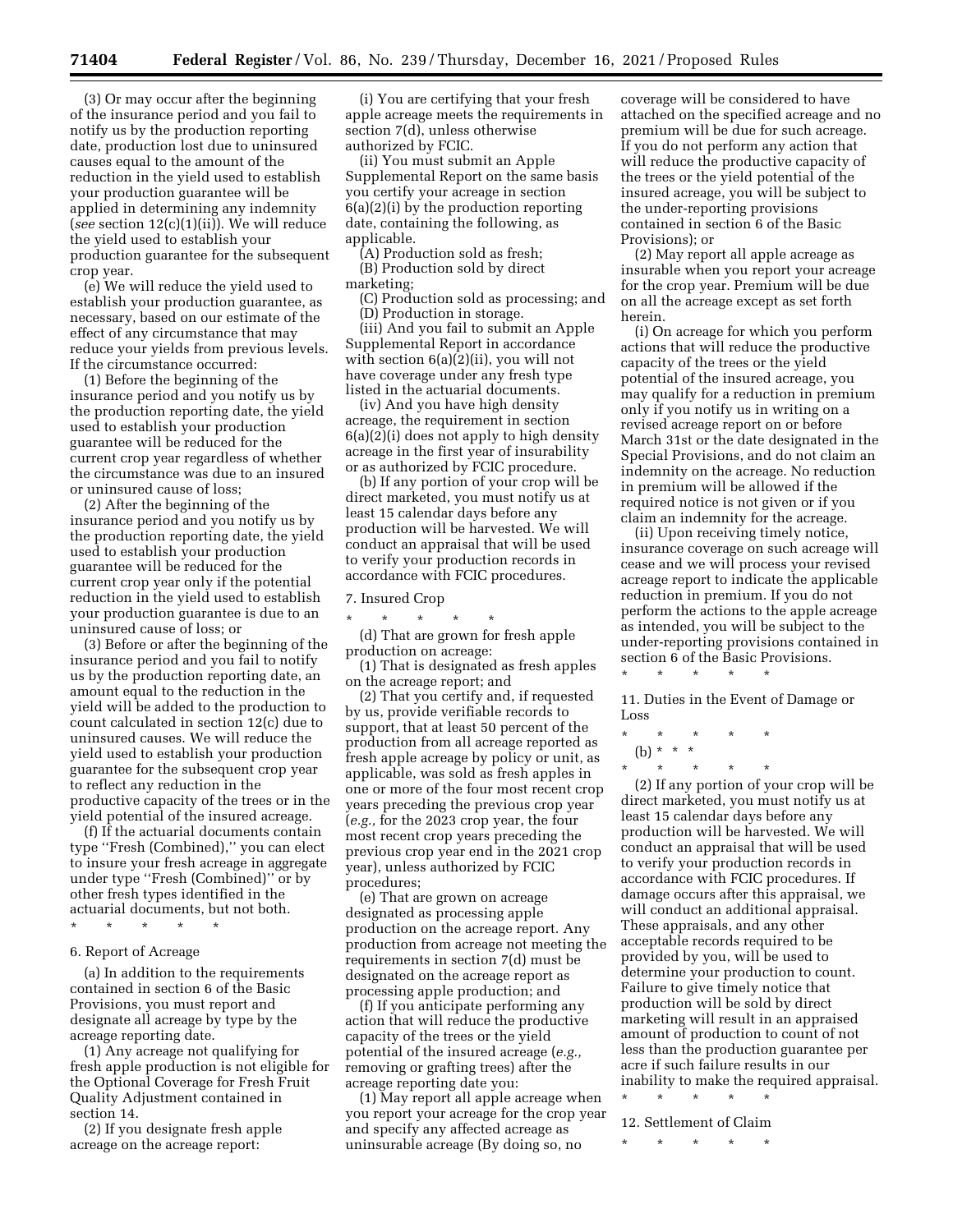(3) Or may occur after the beginning of the insurance period and you fail to notify us by the production reporting date, production lost due to uninsured causes equal to the amount of the reduction in the yield used to establish your production guarantee will be applied in determining any indemnity (*see* section 12(c)(1)(ii)). We will reduce the yield used to establish your production guarantee for the subsequent crop year.

(e) We will reduce the yield used to establish your production guarantee, as necessary, based on our estimate of the effect of any circumstance that may reduce your yields from previous levels. If the circumstance occurred:

(1) Before the beginning of the insurance period and you notify us by the production reporting date, the yield used to establish your production guarantee will be reduced for the current crop year regardless of whether the circumstance was due to an insured or uninsured cause of loss;

(2) After the beginning of the insurance period and you notify us by the production reporting date, the yield used to establish your production guarantee will be reduced for the current crop year only if the potential reduction in the yield used to establish your production guarantee is due to an uninsured cause of loss; or

(3) Before or after the beginning of the insurance period and you fail to notify us by the production reporting date, an amount equal to the reduction in the yield will be added to the production to count calculated in section 12(c) due to uninsured causes. We will reduce the yield used to establish your production guarantee for the subsequent crop year to reflect any reduction in the productive capacity of the trees or in the yield potential of the insured acreage.

(f) If the actuarial documents contain type "Fresh (Combined)," you can elect to insure your fresh acreage in aggregate under type "Fresh (Combined)" or by other fresh types identified in the actuarial documents, but not both.

\* \* \* \* \*

6. Report of Acreage

(a) In addition to the requirements contained in section 6 of the Basic Provisions, you must report and designate all acreage by type by the acreage reporting date.

(1) Any acreage not qualifying for fresh apple production is not eligible for the Optional Coverage for Fresh Fruit Quality Adjustment contained in section 14.

(2) If you designate fresh apple acreage on the acreage report:

(i) You are certifying that your fresh apple acreage meets the requirements in section 7(d), unless otherwise authorized by FCIC.

(ii) You must submit an Apple Supplemental Report on the same basis you certify your acreage in section 6(a)(2)(i) by the production reporting date, containing the following, as applicable.

(A) Production sold as fresh;

(B) Production sold by direct marketing;

(C) Production sold as processing; and

(D) Production in storage.

(iii) And you fail to submit an Apple Supplemental Report in accordance with section 6(a)(2)(ii), you will not have coverage under any fresh type listed in the actuarial documents.

(iv) And you have high density acreage, the requirement in section 6(a)(2)(i) does not apply to high density acreage in the first year of insurability or as authorized by FCIC procedure.

(b) If any portion of your crop will be direct marketed, you must notify us at least 15 calendar days before any production will be harvested. We will conduct an appraisal that will be used to verify your production records in accordance with FCIC procedures.

7. Insured Crop

\* \* \* \* \*

(d) That are grown for fresh apple production on acreage:

(1) That is designated as fresh apples on the acreage report; and

(2) That you certify and, if requested by us, provide verifiable records to support, that at least 50 percent of the production from all acreage reported as fresh apple acreage by policy or unit, as applicable, was sold as fresh apples in one or more of the four most recent crop years preceding the previous crop year (*e.g.,* for the 2023 crop year, the four most recent crop years preceding the previous crop year end in the 2021 crop year), unless authorized by FCIC procedures;

(e) That are grown on acreage designated as processing apple production on the acreage report. Any production from acreage not meeting the requirements in section 7(d) must be designated on the acreage report as processing apple production; and

(f) If you anticipate performing any action that will reduce the productive capacity of the trees or the yield potential of the insured acreage (*e.g.,* removing or grafting trees) after the acreage reporting date you:

(1) May report all apple acreage when you report your acreage for the crop year and specify any affected acreage as uninsurable acreage (By doing so, no coverage will be considered to have attached on the specified acreage and no premium will be due for such acreage. If you do not perform any action that will reduce the productive capacity of the trees or the yield potential of the insured acreage, you will be subject to the under-reporting provisions contained in section 6 of the Basic Provisions); or

(2) May report all apple acreage as insurable when you report your acreage for the crop year. Premium will be due on all the acreage except as set forth herein.

(i) On acreage for which you perform actions that will reduce the productive capacity of the trees or the yield potential of the insured acreage, you may qualify for a reduction in premium only if you notify us in writing on a revised acreage report on or before March 31st or the date designated in the Special Provisions, and do not claim an indemnity on the acreage. No reduction in premium will be allowed if the required notice is not given or if you claim an indemnity for the acreage.

(ii) Upon receiving timely notice, insurance coverage on such acreage will cease and we will process your revised acreage report to indicate the applicable reduction in premium. If you do not perform the actions to the apple acreage as intended, you will be subject to the under-reporting provisions contained in section 6 of the Basic Provisions.

\* \* \* \* \*

11. Duties in the Event of Damage or Loss

\* \* \* \* \*

(b) \* \* \*

\* \* \* \* \*

(2) If any portion of your crop will be direct marketed, you must notify us at least 15 calendar days before any production will be harvested. We will conduct an appraisal that will be used to verify your production records in accordance with FCIC procedures. If damage occurs after this appraisal, we will conduct an additional appraisal. These appraisals, and any other acceptable records required to be provided by you, will be used to determine your production to count. Failure to give timely notice that production will be sold by direct marketing will result in an appraised amount of production to count of not less than the production guarantee per acre if such failure results in our inability to make the required appraisal.

\* \* \* \* \*

12. Settlement of Claim

\* \* \* \* \*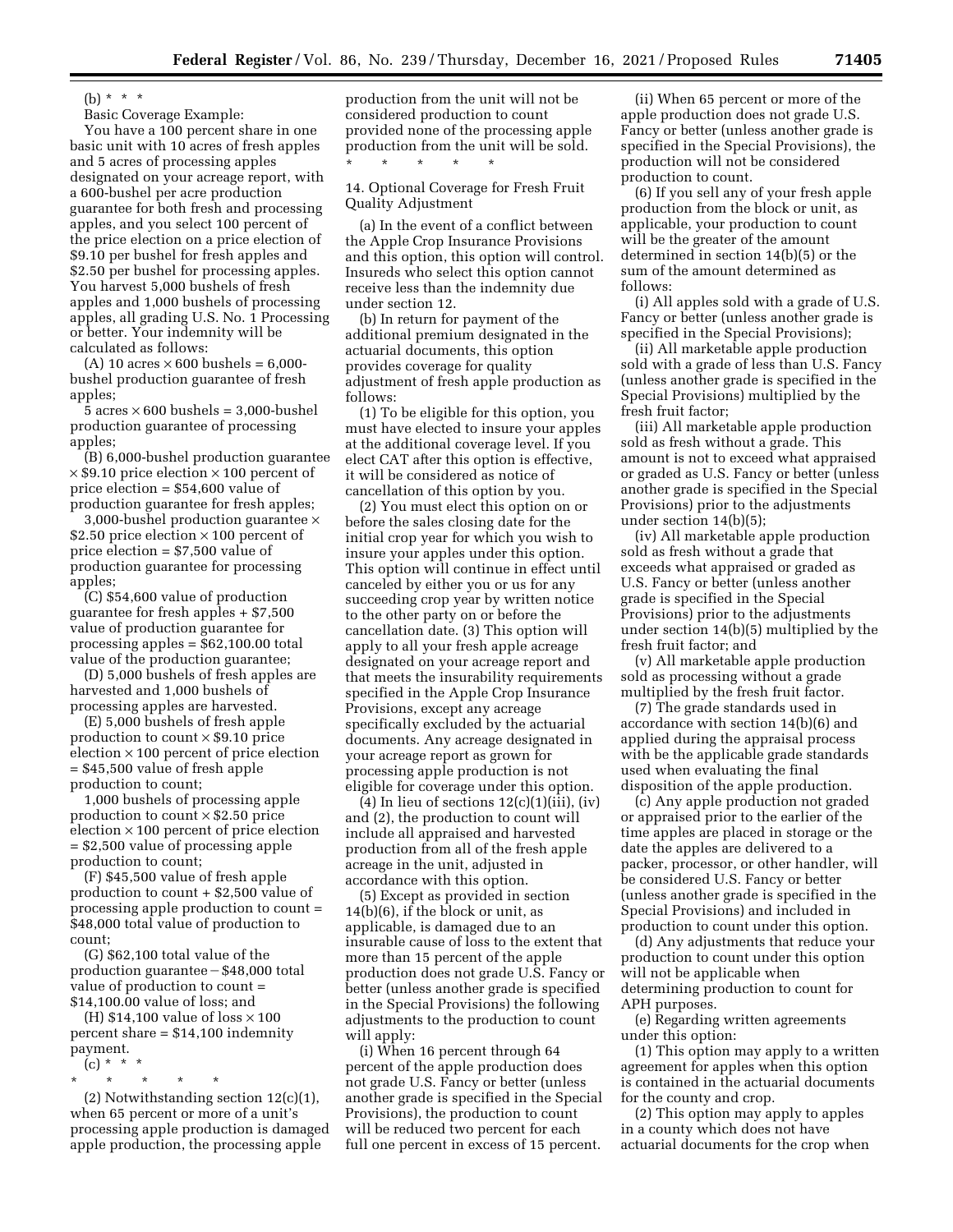(b) * * *

Basic Coverage Example:

You have a 100 percent share in one basic unit with 10 acres of fresh apples and 5 acres of processing apples designated on your acreage report, with a 600-bushel per acre production guarantee for both fresh and processing apples, and you select 100 percent of the price election on a price election of $9.10 per bushel for fresh apples and $2.50 per bushel for processing apples. You harvest 5,000 bushels of fresh apples and 1,000 bushels of processing apples, all grading U.S. No. 1 Processing or better. Your indemnity will be calculated as follows:

(A) 10 acres × 600 bushels = 6,000-bushel production guarantee of fresh apples;

5 acres × 600 bushels = 3,000-bushel production guarantee of processing apples;

(B) 6,000-bushel production guarantee × $9.10 price election × 100 percent of price election = $54,600 value of production guarantee for fresh apples;

3,000-bushel production guarantee × $2.50 price election × 100 percent of price election = $7,500 value of production guarantee for processing apples;

(C) $54,600 value of production guarantee for fresh apples + $7,500 value of production guarantee for processing apples = $62,100.00 total value of the production guarantee;

(D) 5,000 bushels of fresh apples are harvested and 1,000 bushels of processing apples are harvested.

(E) 5,000 bushels of fresh apple production to count × $9.10 price election × 100 percent of price election = $45,500 value of fresh apple production to count;

1,000 bushels of processing apple production to count × $2.50 price election × 100 percent of price election = $2,500 value of processing apple production to count;

(F) $45,500 value of fresh apple production to count + $2,500 value of processing apple production to count = $48,000 total value of production to count;

(G) $62,100 total value of the production guarantee − $48,000 total value of production to count = $14,100.00 value of loss; and

(H) $14,100 value of loss × 100 percent share = $14,100 indemnity payment.

(c) * * *

\* \* \* \* \*

(2) Notwithstanding section 12(c)(1), when 65 percent or more of a unit's processing apple production is damaged apple production, the processing apple production from the unit will not be considered production to count provided none of the processing apple production from the unit will be sold.

\* \* \* \* \*

14. Optional Coverage for Fresh Fruit Quality Adjustment

(a) In the event of a conflict between the Apple Crop Insurance Provisions and this option, this option will control. Insureds who select this option cannot receive less than the indemnity due under section 12.

(b) In return for payment of the additional premium designated in the actuarial documents, this option provides coverage for quality adjustment of fresh apple production as follows:

(1) To be eligible for this option, you must have elected to insure your apples at the additional coverage level. If you elect CAT after this option is effective, it will be considered as notice of cancellation of this option by you.

(2) You must elect this option on or before the sales closing date for the initial crop year for which you wish to insure your apples under this option. This option will continue in effect until canceled by either you or us for any succeeding crop year by written notice to the other party on or before the cancellation date. (3) This option will apply to all your fresh apple acreage designated on your acreage report and that meets the insurability requirements specified in the Apple Crop Insurance Provisions, except any acreage specifically excluded by the actuarial documents. Any acreage designated in your acreage report as grown for processing apple production is not eligible for coverage under this option.

(4) In lieu of sections 12(c)(1)(iii), (iv) and (2), the production to count will include all appraised and harvested production from all of the fresh apple acreage in the unit, adjusted in accordance with this option.

(5) Except as provided in section 14(b)(6), if the block or unit, as applicable, is damaged due to an insurable cause of loss to the extent that more than 15 percent of the apple production does not grade U.S. Fancy or better (unless another grade is specified in the Special Provisions) the following adjustments to the production to count will apply:

(i) When 16 percent through 64 percent of the apple production does not grade U.S. Fancy or better (unless another grade is specified in the Special Provisions), the production to count will be reduced two percent for each full one percent in excess of 15 percent.

(ii) When 65 percent or more of the apple production does not grade U.S. Fancy or better (unless another grade is specified in the Special Provisions), the production will not be considered production to count.

(6) If you sell any of your fresh apple production from the block or unit, as applicable, your production to count will be the greater of the amount determined in section 14(b)(5) or the sum of the amount determined as follows:

(i) All apples sold with a grade of U.S. Fancy or better (unless another grade is specified in the Special Provisions);

(ii) All marketable apple production sold with a grade of less than U.S. Fancy (unless another grade is specified in the Special Provisions) multiplied by the fresh fruit factor;

(iii) All marketable apple production sold as fresh without a grade. This amount is not to exceed what appraised or graded as U.S. Fancy or better (unless another grade is specified in the Special Provisions) prior to the adjustments under section 14(b)(5);

(iv) All marketable apple production sold as fresh without a grade that exceeds what appraised or graded as U.S. Fancy or better (unless another grade is specified in the Special Provisions) prior to the adjustments under section 14(b)(5) multiplied by the fresh fruit factor; and

(v) All marketable apple production sold as processing without a grade multiplied by the fresh fruit factor.

(7) The grade standards used in accordance with section 14(b)(6) and applied during the appraisal process with be the applicable grade standards used when evaluating the final disposition of the apple production.

(c) Any apple production not graded or appraised prior to the earlier of the time apples are placed in storage or the date the apples are delivered to a packer, processor, or other handler, will be considered U.S. Fancy or better (unless another grade is specified in the Special Provisions) and included in production to count under this option.

(d) Any adjustments that reduce your production to count under this option will not be applicable when determining production to count for APH purposes.

(e) Regarding written agreements under this option:

(1) This option may apply to a written agreement for apples when this option is contained in the actuarial documents for the county and crop.

(2) This option may apply to apples in a county which does not have actuarial documents for the crop when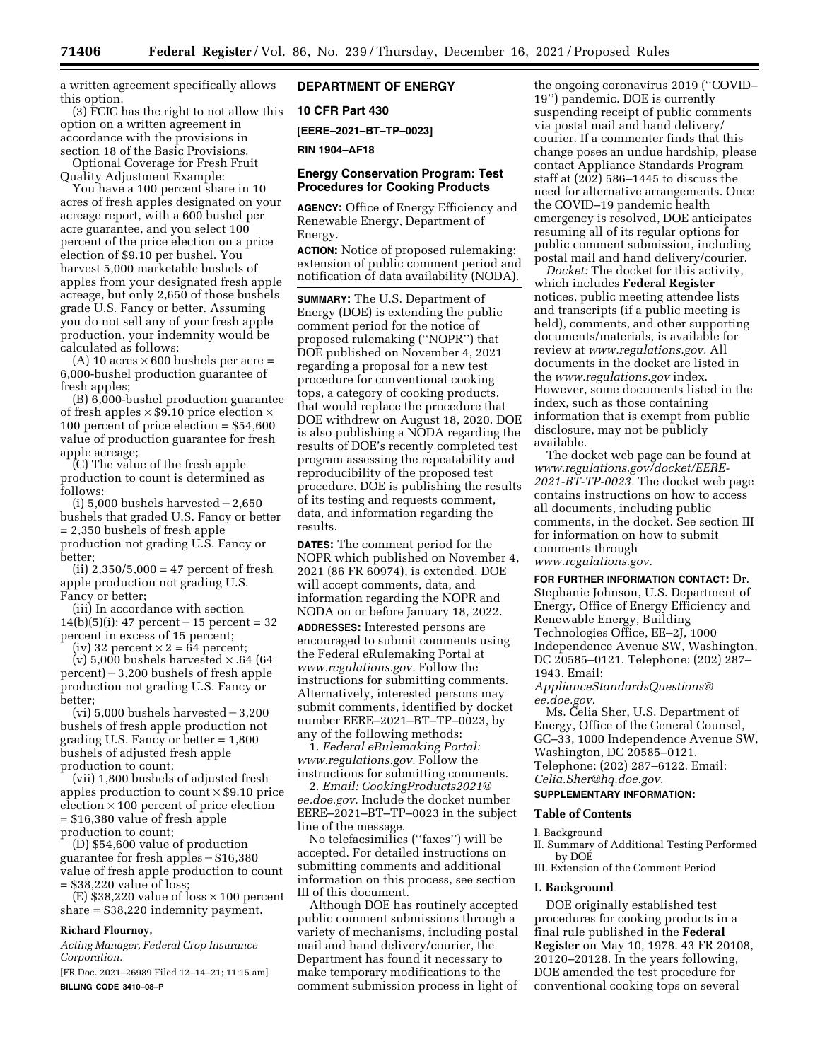a written agreement specifically allows this option.

(3) FCIC has the right to not allow this option on a written agreement in accordance with the provisions in section 18 of the Basic Provisions.

Optional Coverage for Fresh Fruit Quality Adjustment Example:

You have a 100 percent share in 10 acres of fresh apples designated on your acreage report, with a 600 bushel per acre guarantee, and you select 100 percent of the price election on a price election of $9.10 per bushel. You harvest 5,000 marketable bushels of apples from your designated fresh apple acreage, but only 2,650 of those bushels grade U.S. Fancy or better. Assuming you do not sell any of your fresh apple production, your indemnity would be calculated as follows:

(A) 10 acres × 600 bushels per acre = 6,000-bushel production guarantee of fresh apples;

(B) 6,000-bushel production guarantee of fresh apples × $9.10 price election × 100 percent of price election = $54,600 value of production guarantee for fresh apple acreage;

(C) The value of the fresh apple production to count is determined as follows:

(i) 5,000 bushels harvested − 2,650 bushels that graded U.S. Fancy or better = 2,350 bushels of fresh apple production not grading U.S. Fancy or better;

(ii) 2,350/5,000 = 47 percent of fresh apple production not grading U.S. Fancy or better;

(iii) In accordance with section 14(b)(5)(i): 47 percent − 15 percent = 32 percent in excess of 15 percent;

(iv) 32 percent × 2 = 64 percent;

(v) 5,000 bushels harvested × .64 (64 percent) − 3,200 bushels of fresh apple production not grading U.S. Fancy or better;

(vi) 5,000 bushels harvested − 3,200 bushels of fresh apple production not grading U.S. Fancy or better = 1,800 bushels of adjusted fresh apple production to count;

(vii) 1,800 bushels of adjusted fresh apples production to count × $9.10 price election × 100 percent of price election = $16,380 value of fresh apple production to count;

(D) $54,600 value of production guarantee for fresh apples − $16,380 value of fresh apple production to count = $38,220 value of loss;

(E) $38,220 value of loss × 100 percent share = $38,220 indemnity payment.

**Richard Flournoy,**

*Acting Manager, Federal Crop Insurance Corporation.*

[FR Doc. 2021–26989 Filed 12–14–21; 11:15 am]

**BILLING CODE 3410–08–P**

## DEPARTMENT OF ENERGY

### 10 CFR Part 430

**[EERE–2021–BT–TP–0023]**

**RIN 1904–AF18**

### Energy Conservation Program: Test Procedures for Cooking Products

**AGENCY:** Office of Energy Efficiency and Renewable Energy, Department of Energy.

**ACTION:** Notice of proposed rulemaking; extension of public comment period and notification of data availability (NODA).

**SUMMARY:** The U.S. Department of Energy (DOE) is extending the public comment period for the notice of proposed rulemaking (''NOPR'') that DOE published on November 4, 2021 regarding a proposal for a new test procedure for conventional cooking tops, a category of cooking products, that would replace the procedure that DOE withdrew on August 18, 2020. DOE is also publishing a NODA regarding the results of DOE's recently completed test program assessing the repeatability and reproducibility of the proposed test procedure. DOE is publishing the results of its testing and requests comment, data, and information regarding the results.

**DATES:** The comment period for the NOPR which published on November 4, 2021 (86 FR 60974), is extended. DOE will accept comments, data, and information regarding the NOPR and NODA on or before January 18, 2022.

**ADDRESSES:** Interested persons are encouraged to submit comments using the Federal eRulemaking Portal at *www.regulations.gov.* Follow the instructions for submitting comments. Alternatively, interested persons may submit comments, identified by docket number EERE–2021–BT–TP–0023, by any of the following methods:

1. *Federal eRulemaking Portal: www.regulations.gov.* Follow the instructions for submitting comments.

2. *Email: CookingProducts2021@ee.doe.gov.* Include the docket number EERE–2021–BT–TP–0023 in the subject line of the message.

No telefacsimilies (''faxes'') will be accepted. For detailed instructions on submitting comments and additional information on this process, see section III of this document.

Although DOE has routinely accepted public comment submissions through a variety of mechanisms, including postal mail and hand delivery/courier, the Department has found it necessary to make temporary modifications to the comment submission process in light of the ongoing coronavirus 2019 (''COVID–19'') pandemic. DOE is currently suspending receipt of public comments via postal mail and hand delivery/courier. If a commenter finds that this change poses an undue hardship, please contact Appliance Standards Program staff at (202) 586–1445 to discuss the need for alternative arrangements. Once the COVID–19 pandemic health emergency is resolved, DOE anticipates resuming all of its regular options for public comment submission, including postal mail and hand delivery/courier.

*Docket:* The docket for this activity, which includes **Federal Register** notices, public meeting attendee lists and transcripts (if a public meeting is held), comments, and other supporting documents/materials, is available for review at *www.regulations.gov.* All documents in the docket are listed in the *www.regulations.gov* index. However, some documents listed in the index, such as those containing information that is exempt from public disclosure, may not be publicly available.

The docket web page can be found at *www.regulations.gov/docket/EERE-2021-BT-TP-0023.* The docket web page contains instructions on how to access all documents, including public comments, in the docket. See section III for information on how to submit comments through *www.regulations.gov.*

**FOR FURTHER INFORMATION CONTACT:** Dr. Stephanie Johnson, U.S. Department of Energy, Office of Energy Efficiency and Renewable Energy, Building Technologies Office, EE–2J, 1000 Independence Avenue SW, Washington, DC 20585–0121. Telephone: (202) 287–1943. Email: *ApplianceStandardsQuestions@ee.doe.gov.*

Ms. Celia Sher, U.S. Department of Energy, Office of the General Counsel, GC–33, 1000 Independence Avenue SW, Washington, DC 20585–0121. Telephone: (202) 287–6122. Email: *Celia.Sher@hq.doe.gov.*

**SUPPLEMENTARY INFORMATION:**

**Table of Contents**

I. Background
II. Summary of Additional Testing Performed by DOE
III. Extension of the Comment Period

**I. Background**

DOE originally established test procedures for cooking products in a final rule published in the **Federal Register** on May 10, 1978. 43 FR 20108, 20120–20128. In the years following, DOE amended the test procedure for conventional cooking tops on several